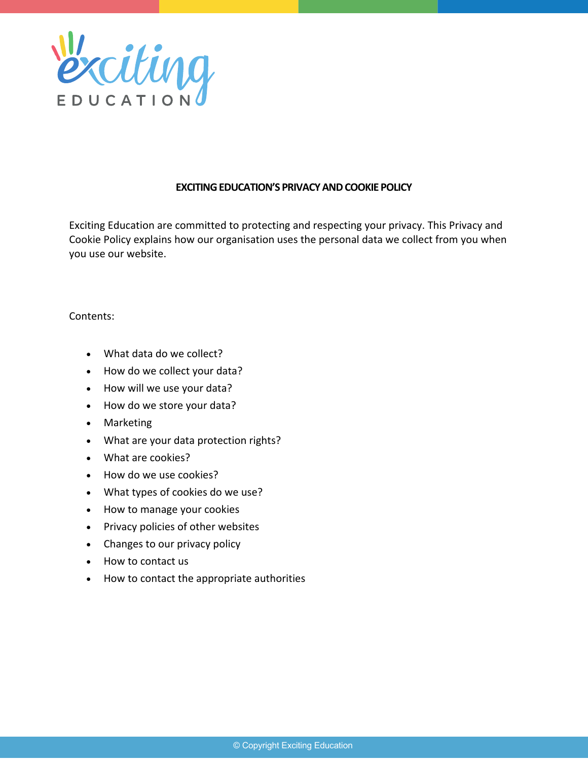# EXCITING EDUCATION'S PRIVACY AND COOKIE POLICY

Exciting Education are committed to protecting and respecting your privacy. This Privacy and Cookie Policy explains how our organisation uses the personal data we collect from you when you use our website.

Contents:

- What data do we collect?
- How do we collect your data?
- How will we use your data?
- How do we store your data?
- Marketing
- What are your data protection rights?
- What are cookies?
- How do we use cookies?
- What types of cookies do we use?
- How to manage your cookies
- Privacy policies of other websites
- Changes to our privacy policy
- How to contact us
- How to contact the appropriate authorities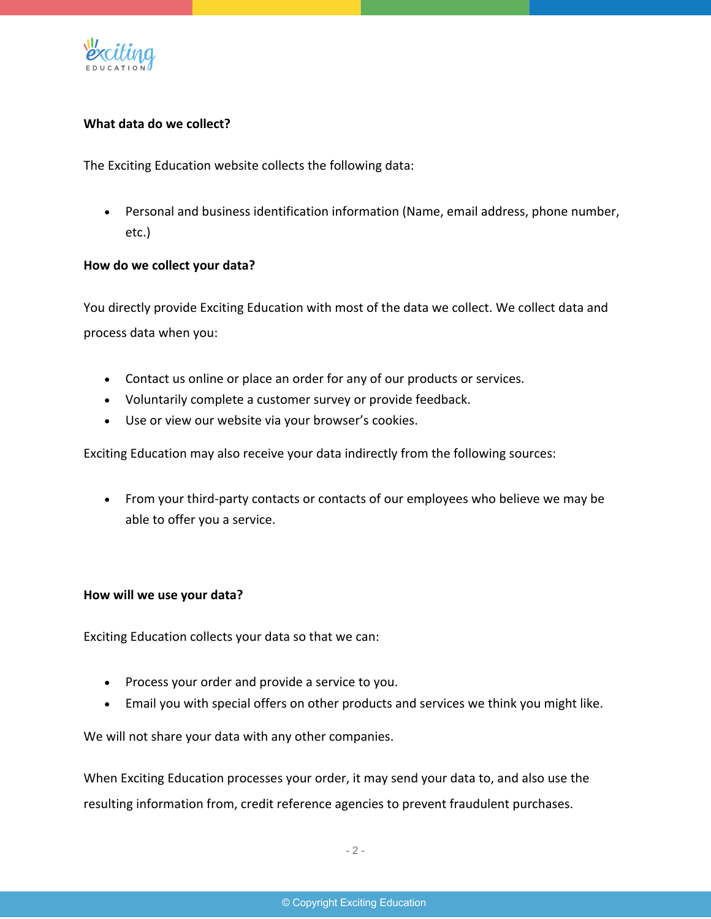**What data do we collect?**

The Exciting Education website collects the following data:

- Personal and business identification information (Name, email address, phone number, etc.)

**How do we collect your data?**

You directly provide Exciting Education with most of the data we collect. We collect data and process data when you:

- Contact us online or place an order for any of our products or services.
- Voluntarily complete a customer survey or provide feedback.
- Use or view our website via your browser's cookies.

Exciting Education may also receive your data indirectly from the following sources:

- From your third-party contacts or contacts of our employees who believe we may be able to offer you a service.

**How will we use your data?**

Exciting Education collects your data so that we can:

- Process your order and provide a service to you.
- Email you with special offers on other products and services we think you might like.

We will not share your data with any other companies.

When Exciting Education processes your order, it may send your data to, and also use the resulting information from, credit reference agencies to prevent fraudulent purchases.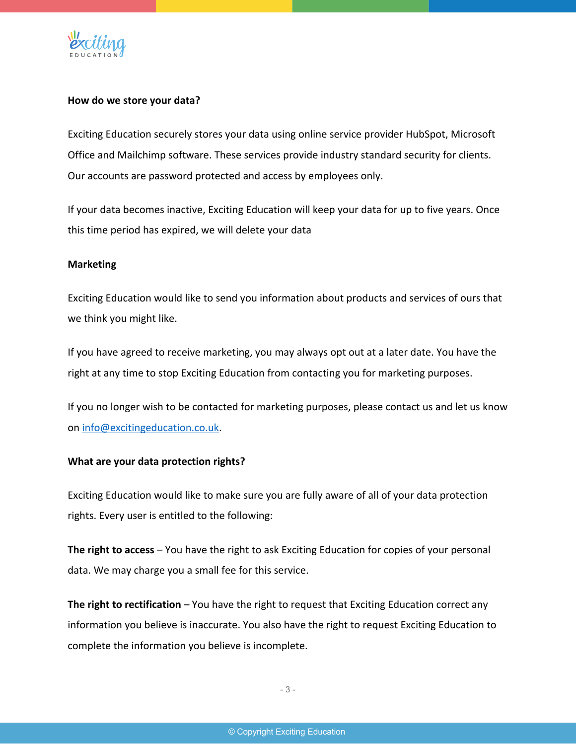**How do we store your data?**

Exciting Education securely stores your data using online service provider HubSpot, Microsoft Office and Mailchimp software. These services provide industry standard security for clients. Our accounts are password protected and access by employees only.

If your data becomes inactive, Exciting Education will keep your data for up to five years. Once this time period has expired, we will delete your data

**Marketing**

Exciting Education would like to send you information about products and services of ours that we think you might like.

If you have agreed to receive marketing, you may always opt out at a later date. You have the right at any time to stop Exciting Education from contacting you for marketing purposes.

If you no longer wish to be contacted for marketing purposes, please contact us and let us know on info@excitingeducation.co.uk.

**What are your data protection rights?**

Exciting Education would like to make sure you are fully aware of all of your data protection rights. Every user is entitled to the following:

**The right to access** – You have the right to ask Exciting Education for copies of your personal data. We may charge you a small fee for this service.

**The right to rectification** – You have the right to request that Exciting Education correct any information you believe is inaccurate. You also have the right to request Exciting Education to complete the information you believe is incomplete.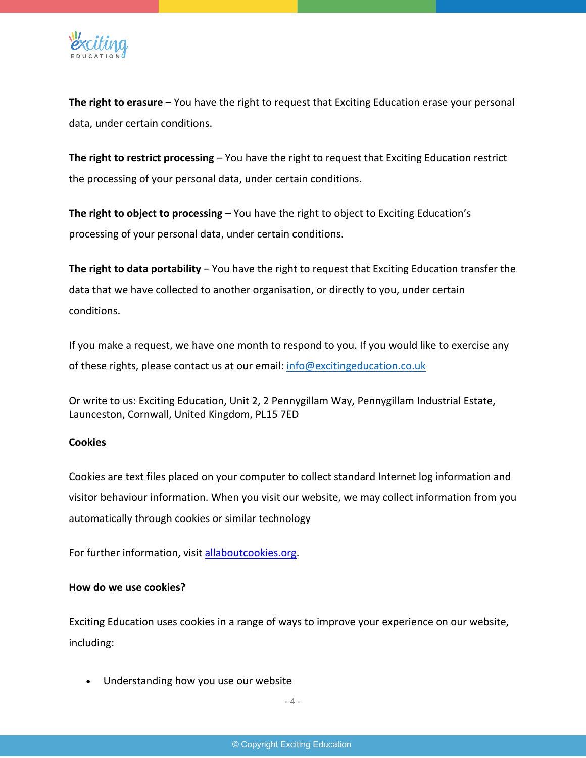**The right to erasure** – You have the right to request that Exciting Education erase your personal data, under certain conditions.

**The right to restrict processing** – You have the right to request that Exciting Education restrict the processing of your personal data, under certain conditions.

**The right to object to processing** – You have the right to object to Exciting Education's processing of your personal data, under certain conditions.

**The right to data portability** – You have the right to request that Exciting Education transfer the data that we have collected to another organisation, or directly to you, under certain conditions.

If you make a request, we have one month to respond to you. If you would like to exercise any of these rights, please contact us at our email: info@excitingeducation.co.uk

Or write to us: Exciting Education, Unit 2, 2 Pennygillam Way, Pennygillam Industrial Estate, Launceston, Cornwall, United Kingdom, PL15 7ED

**Cookies**

Cookies are text files placed on your computer to collect standard Internet log information and visitor behaviour information. When you visit our website, we may collect information from you automatically through cookies or similar technology

For further information, visit allaboutcookies.org.

**How do we use cookies?**

Exciting Education uses cookies in a range of ways to improve your experience on our website, including:

- Understanding how you use our website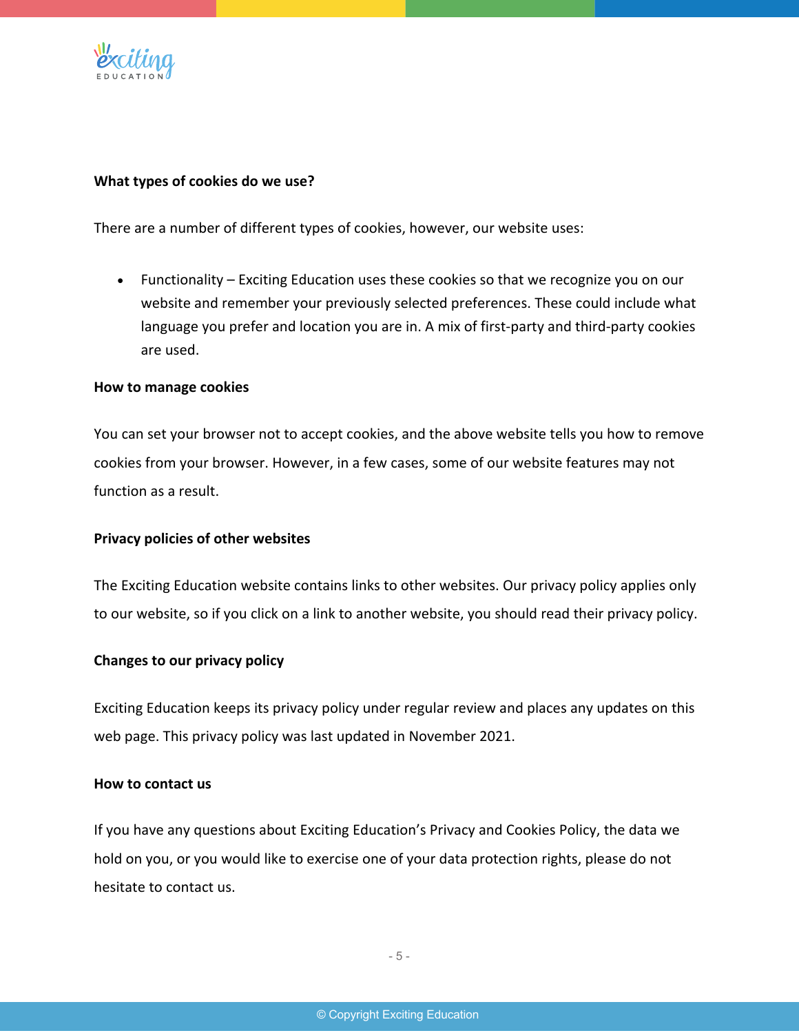**What types of cookies do we use?**

There are a number of different types of cookies, however, our website uses:

- Functionality – Exciting Education uses these cookies so that we recognize you on our website and remember your previously selected preferences. These could include what language you prefer and location you are in. A mix of first-party and third-party cookies are used.

**How to manage cookies**

You can set your browser not to accept cookies, and the above website tells you how to remove cookies from your browser. However, in a few cases, some of our website features may not function as a result.

**Privacy policies of other websites**

The Exciting Education website contains links to other websites. Our privacy policy applies only to our website, so if you click on a link to another website, you should read their privacy policy.

**Changes to our privacy policy**

Exciting Education keeps its privacy policy under regular review and places any updates on this web page. This privacy policy was last updated in November 2021.

**How to contact us**

If you have any questions about Exciting Education's Privacy and Cookies Policy, the data we hold on you, or you would like to exercise one of your data protection rights, please do not hesitate to contact us.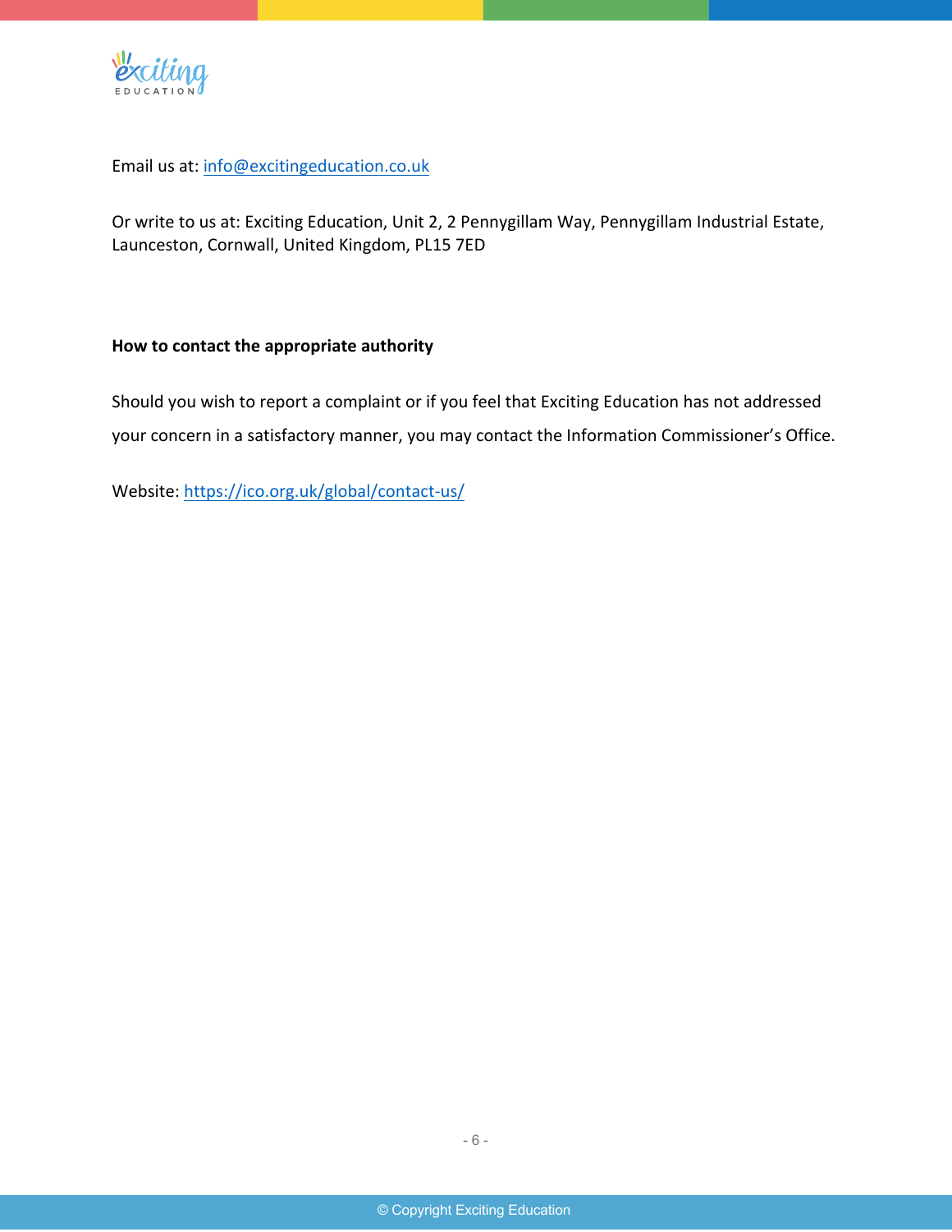Email us at: info@excitingeducation.co.uk

Or write to us at: Exciting Education, Unit 2, 2 Pennygillam Way, Pennygillam Industrial Estate, Launceston, Cornwall, United Kingdom, PL15 7ED

**How to contact the appropriate authority**

Should you wish to report a complaint or if you feel that Exciting Education has not addressed your concern in a satisfactory manner, you may contact the Information Commissioner's Office.

Website: https://ico.org.uk/global/contact-us/